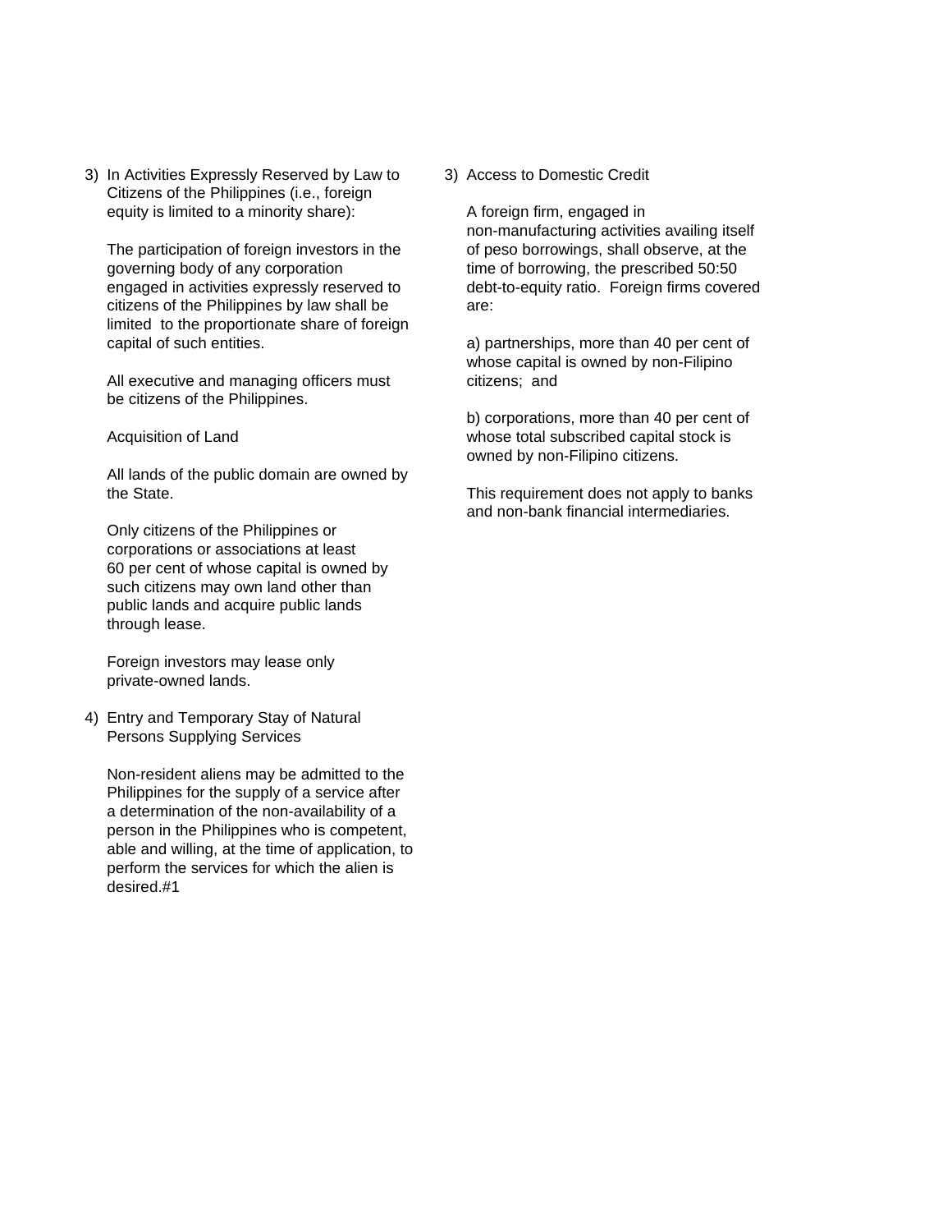3) In Activities Expressly Reserved by Law to Citizens of the Philippines (i.e., foreign equity is limited to a minority share):

   The participation of foreign investors in the governing body of any corporation engaged in activities expressly reserved to citizens of the Philippines by law shall be limited to the proportionate share of foreign capital of such entities.

   All executive and managing officers must be citizens of the Philippines.

   Acquisition of Land

   All lands of the public domain are owned by the State.

   Only citizens of the Philippines or corporations or associations at least 60 per cent of whose capital is owned by such citizens may own land other than public lands and acquire public lands through lease.

   Foreign investors may lease only private-owned lands.

4) Entry and Temporary Stay of Natural Persons Supplying Services

   Non-resident aliens may be admitted to the Philippines for the supply of a service after a determination of the non-availability of a person in the Philippines who is competent, able and willing, at the time of application, to perform the services for which the alien is desired.#1

3) Access to Domestic Credit

   A foreign firm, engaged in non-manufacturing activities availing itself of peso borrowings, shall observe, at the time of borrowing, the prescribed 50:50 debt-to-equity ratio. Foreign firms covered are:

   a) partnerships, more than 40 per cent of whose capital is owned by non-Filipino citizens; and

   b) corporations, more than 40 per cent of whose total subscribed capital stock is owned by non-Filipino citizens.

   This requirement does not apply to banks and non-bank financial intermediaries.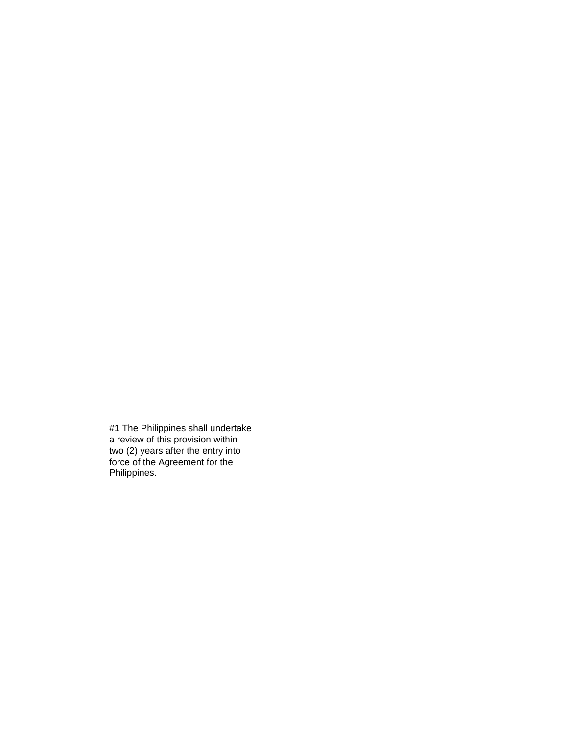#1 The Philippines shall undertake a review of this provision within two (2) years after the entry into force of the Agreement for the Philippines.